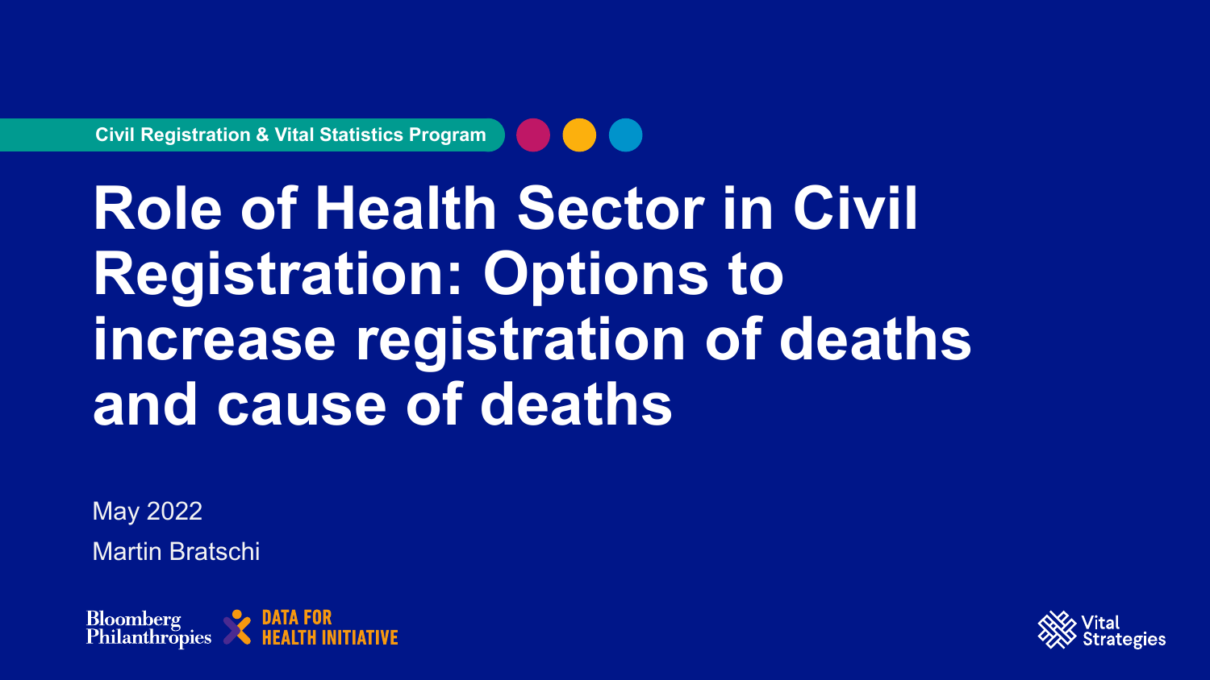Civil Registration & Vital Statistics Program

# Role of Health Sector in Civil Registration: Options to increase registration of deaths and cause of deaths

May 2022

Martin Bratschi

Bloomberg Philanthropies

DATA FOR HEALTH INITIATIVE

Vital Strategies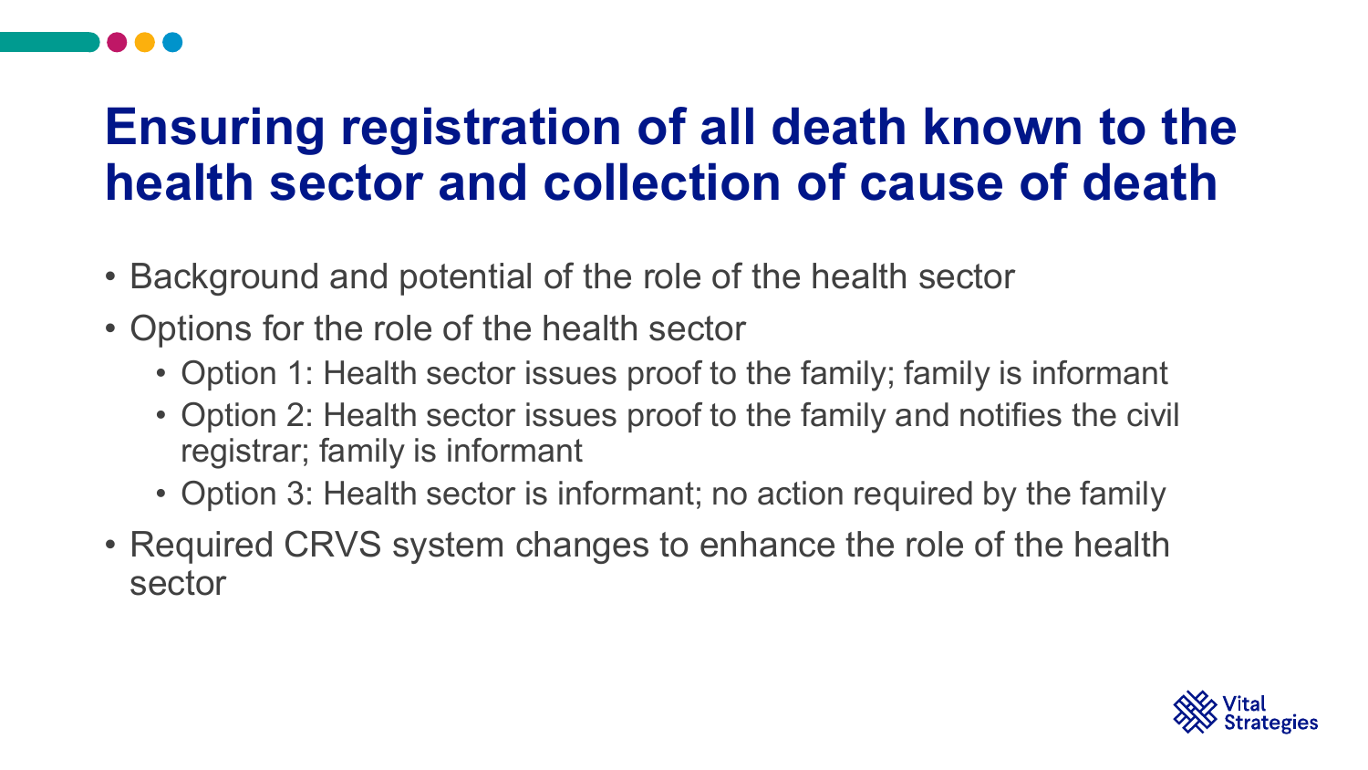# Ensuring registration of all death known to the health sector and collection of cause of death

- Background and potential of the role of the health sector
- Options for the role of the health sector
  - Option 1: Health sector issues proof to the family; family is informant
  - Option 2: Health sector issues proof to the family and notifies the civil registrar; family is informant
  - Option 3: Health sector is informant; no action required by the family
- Required CRVS system changes to enhance the role of the health sector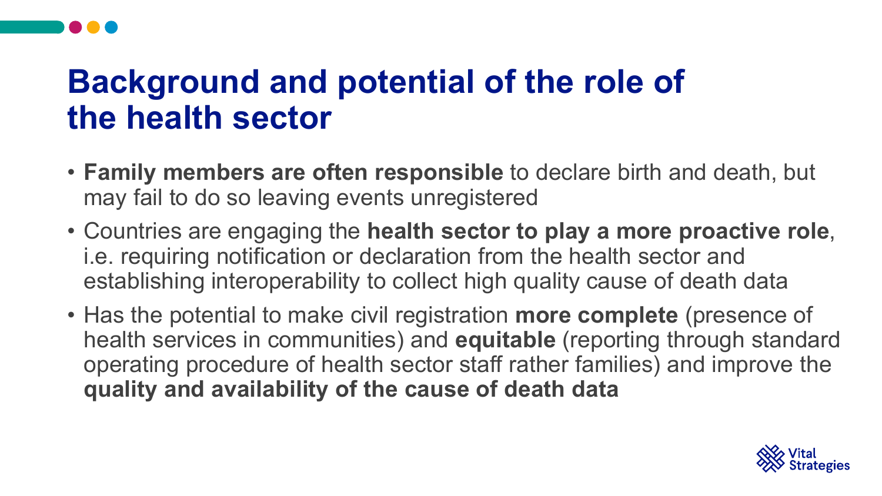# Background and potential of the role of the health sector

- **Family members are often responsible** to declare birth and death, but may fail to do so leaving events unregistered
- Countries are engaging the **health sector to play a more proactive role**, i.e. requiring notification or declaration from the health sector and establishing interoperability to collect high quality cause of death data
- Has the potential to make civil registration **more complete** (presence of health services in communities) and **equitable** (reporting through standard operating procedure of health sector staff rather families) and improve the **quality and availability of the cause of death data**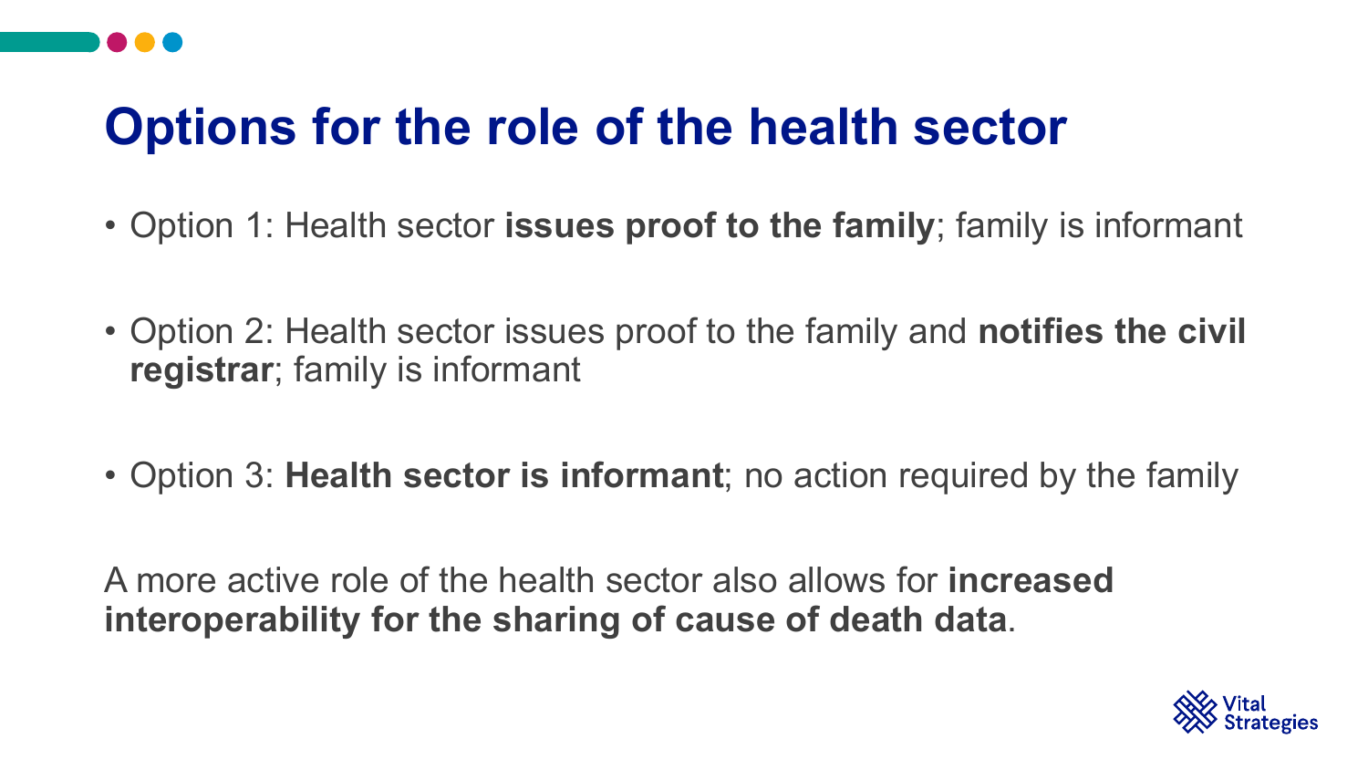# Options for the role of the health sector

- Option 1: Health sector **issues proof to the family**; family is informant
- Option 2: Health sector issues proof to the family and **notifies the civil registrar**; family is informant
- Option 3: **Health sector is informant**; no action required by the family

A more active role of the health sector also allows for **increased interoperability for the sharing of cause of death data**.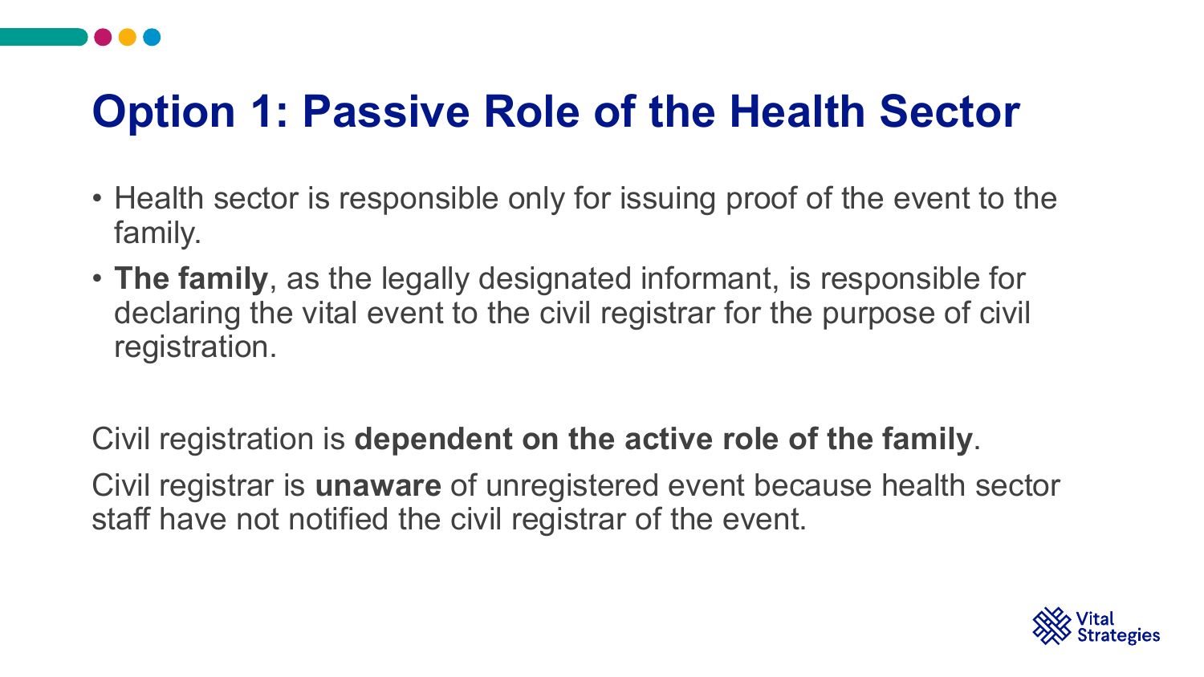# Option 1: Passive Role of the Health Sector

- Health sector is responsible only for issuing proof of the event to the family.
- **The family**, as the legally designated informant, is responsible for declaring the vital event to the civil registrar for the purpose of civil registration.

Civil registration is **dependent on the active role of the family**.

Civil registrar is **unaware** of unregistered event because health sector staff have not notified the civil registrar of the event.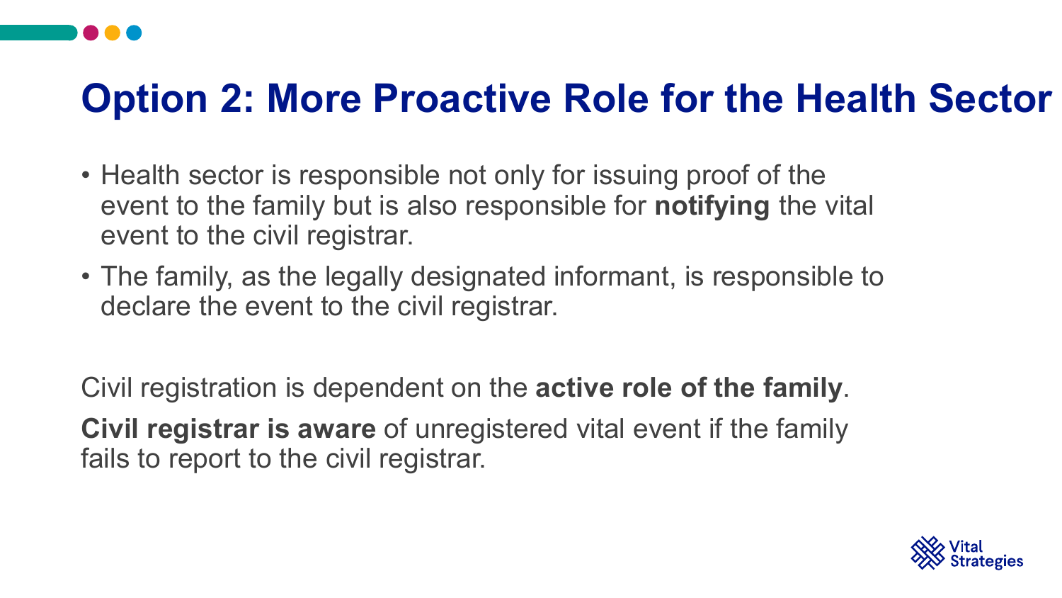# Option 2: More Proactive Role for the Health Sector

- Health sector is responsible not only for issuing proof of the event to the family but is also responsible for **notifying** the vital event to the civil registrar.
- The family, as the legally designated informant, is responsible to declare the event to the civil registrar.

Civil registration is dependent on the **active role of the family**.

**Civil registrar is aware** of unregistered vital event if the family fails to report to the civil registrar.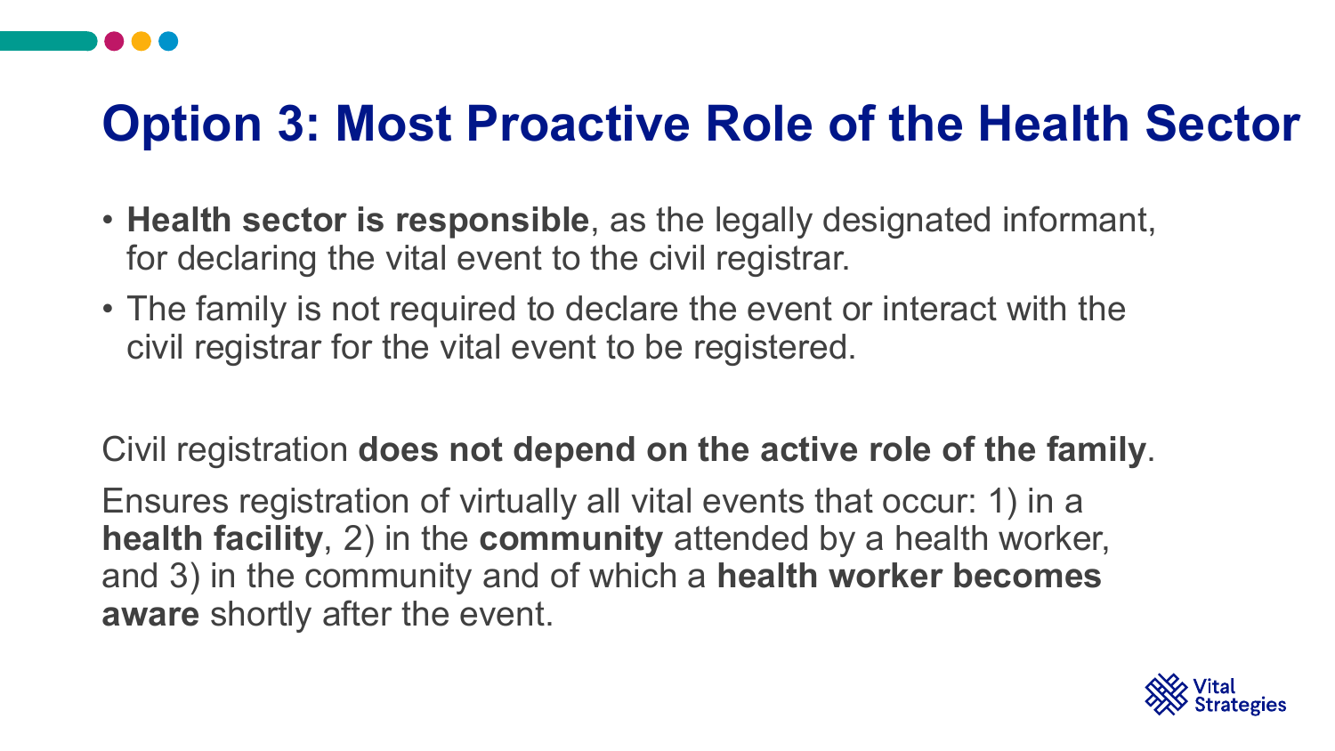# Option 3: Most Proactive Role of the Health Sector

- **Health sector is responsible**, as the legally designated informant, for declaring the vital event to the civil registrar.
- The family is not required to declare the event or interact with the civil registrar for the vital event to be registered.

Civil registration **does not depend on the active role of the family**.

Ensures registration of virtually all vital events that occur: 1) in a **health facility**, 2) in the **community** attended by a health worker, and 3) in the community and of which a **health worker becomes aware** shortly after the event.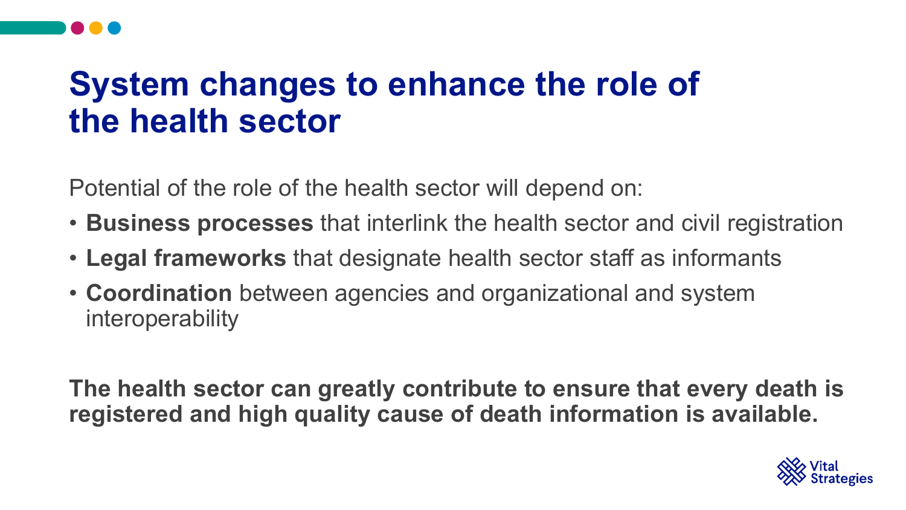# System changes to enhance the role of the health sector

Potential of the role of the health sector will depend on:

- **Business processes** that interlink the health sector and civil registration
- **Legal frameworks** that designate health sector staff as informants
- **Coordination** between agencies and organizational and system interoperability

**The health sector can greatly contribute to ensure that every death is registered and high quality cause of death information is available.**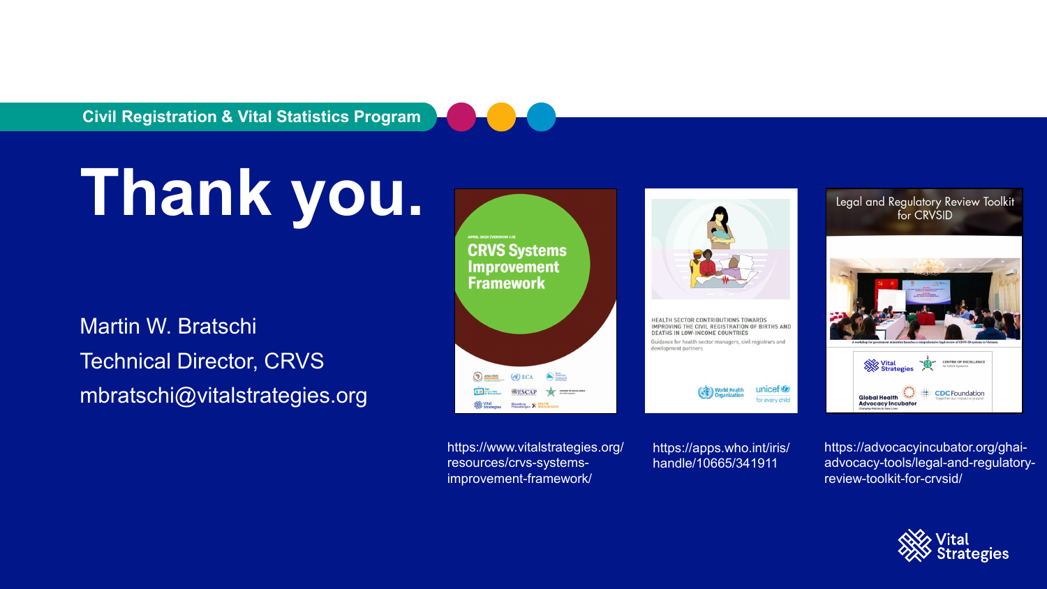Civil Registration & Vital Statistics Program

# Thank you.

Martin W. Bratschi
Technical Director, CRVS
mbratschi@vitalstrategies.org

CRVS Systems Improvement Framework

https://www.vitalstrategies.org/resources/crvs-systems-improvement-framework/

HEALTH SECTOR CONTRIBUTIONS TOWARDS IMPROVING THE CIVIL REGISTRATION OF BIRTHS AND DEATHS IN LOW-INCOME COUNTRIES

https://apps.who.int/iris/handle/10665/341911

Legal and Regulatory Review Toolkit for CRVSID

https://advocacyincubator.org/ghai-advocacy-tools/legal-and-regulatory-review-toolkit-for-crvsid/

Vital Strategies